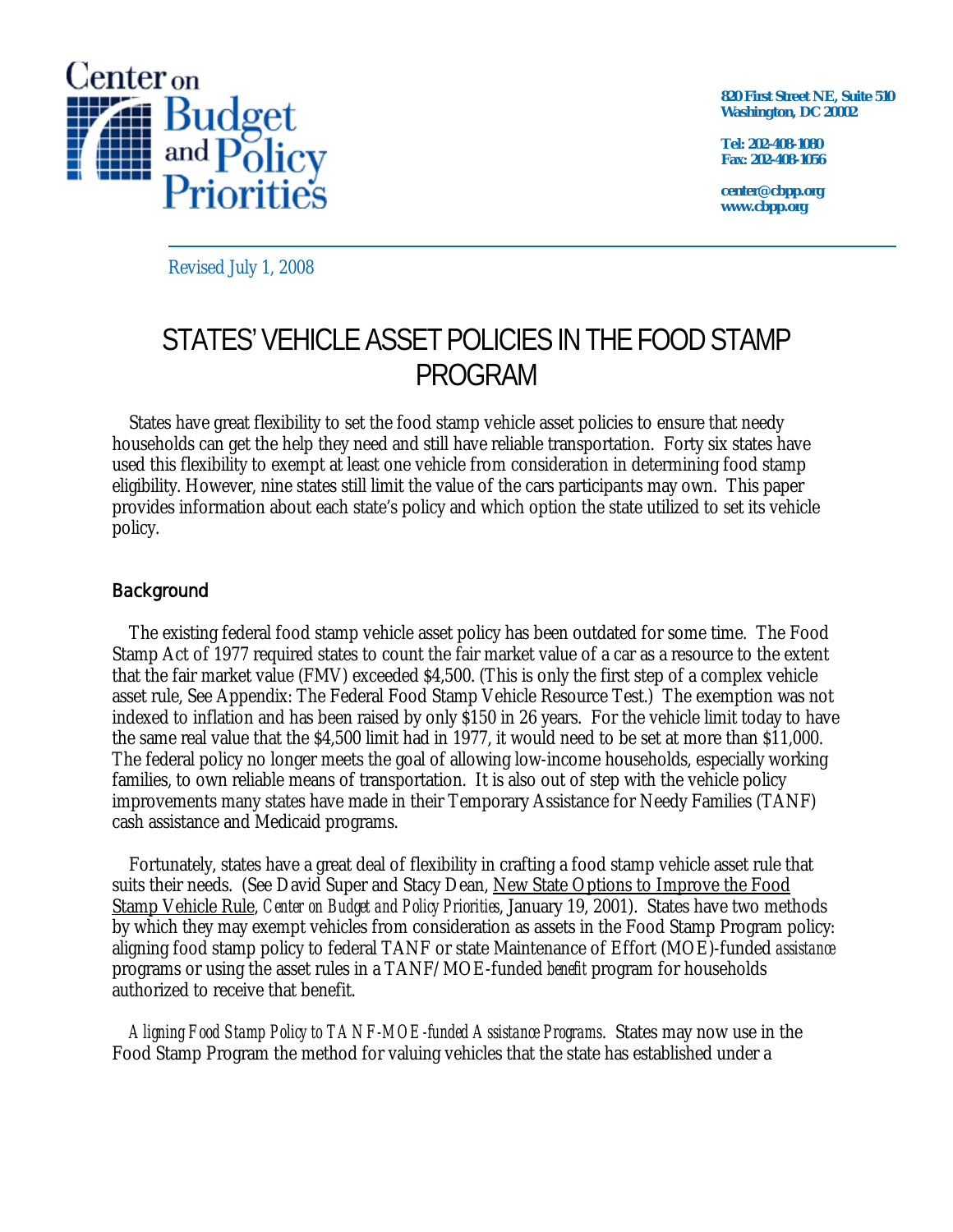Center on Budget and Policy Priorities

820 First Street NE, Suite 510
Washington, DC 20002

Tel: 202-408-1080
Fax: 202-408-1056

center@cbpp.org
www.cbpp.org

Revised July 1, 2008

# STATES' VEHICLE ASSET POLICIES IN THE FOOD STAMP PROGRAM

States have great flexibility to set the food stamp vehicle asset policies to ensure that needy households can get the help they need and still have reliable transportation. Forty six states have used this flexibility to exempt at least one vehicle from consideration in determining food stamp eligibility. However, nine states still limit the value of the cars participants may own. This paper provides information about each state's policy and which option the state utilized to set its vehicle policy.

## Background

The existing federal food stamp vehicle asset policy has been outdated for some time. The Food Stamp Act of 1977 required states to count the fair market value of a car as a resource to the extent that the fair market value (FMV) exceeded $4,500. (This is only the first step of a complex vehicle asset rule, See Appendix: The Federal Food Stamp Vehicle Resource Test.) The exemption was not indexed to inflation and has been raised by only $150 in 26 years. For the vehicle limit today to have the same real value that the $4,500 limit had in 1977, it would need to be set at more than $11,000. The federal policy no longer meets the goal of allowing low-income households, especially working families, to own reliable means of transportation. It is also out of step with the vehicle policy improvements many states have made in their Temporary Assistance for Needy Families (TANF) cash assistance and Medicaid programs.

Fortunately, states have a great deal of flexibility in crafting a food stamp vehicle asset rule that suits their needs. (See David Super and Stacy Dean, New State Options to Improve the Food Stamp Vehicle Rule, *Center on Budget and Policy Priorities*, January 19, 2001). States have two methods by which they may exempt vehicles from consideration as assets in the Food Stamp Program policy: aligning food stamp policy to federal TANF or state Maintenance of Effort (MOE)-funded *assistance* programs or using the asset rules in a TANF/MOE-funded *benefit* program for households authorized to receive that benefit.

*Aligning Food Stamp Policy to TANF-MOE-funded Assistance Programs*. States may now use in the Food Stamp Program the method for valuing vehicles that the state has established under a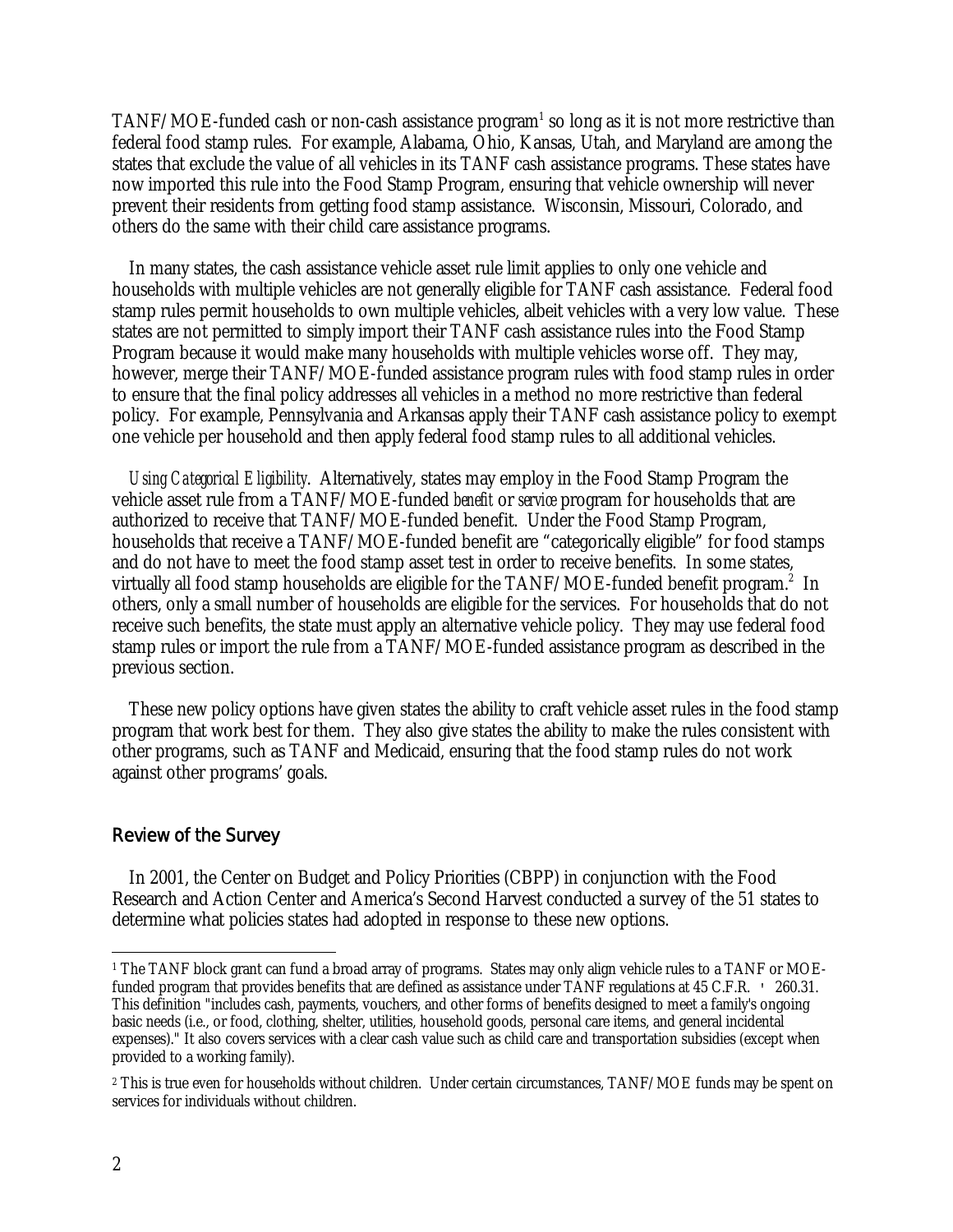TANF/MOE-funded cash or non-cash assistance program[1] so long as it is not more restrictive than federal food stamp rules. For example, Alabama, Ohio, Kansas, Utah, and Maryland are among the states that exclude the value of all vehicles in its TANF cash assistance programs. These states have now imported this rule into the Food Stamp Program, ensuring that vehicle ownership will never prevent their residents from getting food stamp assistance. Wisconsin, Missouri, Colorado, and others do the same with their child care assistance programs.

In many states, the cash assistance vehicle asset rule limit applies to only one vehicle and households with multiple vehicles are not generally eligible for TANF cash assistance. Federal food stamp rules permit households to own multiple vehicles, albeit vehicles with a very low value. These states are not permitted to simply import their TANF cash assistance rules into the Food Stamp Program because it would make many households with multiple vehicles worse off. They may, however, merge their TANF/MOE-funded assistance program rules with food stamp rules in order to ensure that the final policy addresses all vehicles in a method no more restrictive than federal policy. For example, Pennsylvania and Arkansas apply their TANF cash assistance policy to exempt one vehicle per household and then apply federal food stamp rules to all additional vehicles.

*Using Categorical Eligibility*. Alternatively, states may employ in the Food Stamp Program the vehicle asset rule from a TANF/MOE-funded *benefit* or *service* program for households that are authorized to receive that TANF/MOE-funded benefit. Under the Food Stamp Program, households that receive a TANF/MOE-funded benefit are "categorically eligible" for food stamps and do not have to meet the food stamp asset test in order to receive benefits. In some states, virtually all food stamp households are eligible for the TANF/MOE-funded benefit program.[2] In others, only a small number of households are eligible for the services. For households that do not receive such benefits, the state must apply an alternative vehicle policy. They may use federal food stamp rules or import the rule from a TANF/MOE-funded assistance program as described in the previous section.

These new policy options have given states the ability to craft vehicle asset rules in the food stamp program that work best for them. They also give states the ability to make the rules consistent with other programs, such as TANF and Medicaid, ensuring that the food stamp rules do not work against other programs' goals.

## Review of the Survey

In 2001, the Center on Budget and Policy Priorities (CBPP) in conjunction with the Food Research and Action Center and America's Second Harvest conducted a survey of the 51 states to determine what policies states had adopted in response to these new options.

---

[1] The TANF block grant can fund a broad array of programs. States may only align vehicle rules to a TANF or MOE-funded program that provides benefits that are defined as assistance under TANF regulations at 45 C.F.R. § 260.31. This definition "includes cash, payments, vouchers, and other forms of benefits designed to meet a family's ongoing basic needs (i.e., or food, clothing, shelter, utilities, household goods, personal care items, and general incidental expenses)." It also covers services with a clear cash value such as child care and transportation subsidies (except when provided to a working family).

[2] This is true even for households without children. Under certain circumstances, TANF/MOE funds may be spent on services for individuals without children.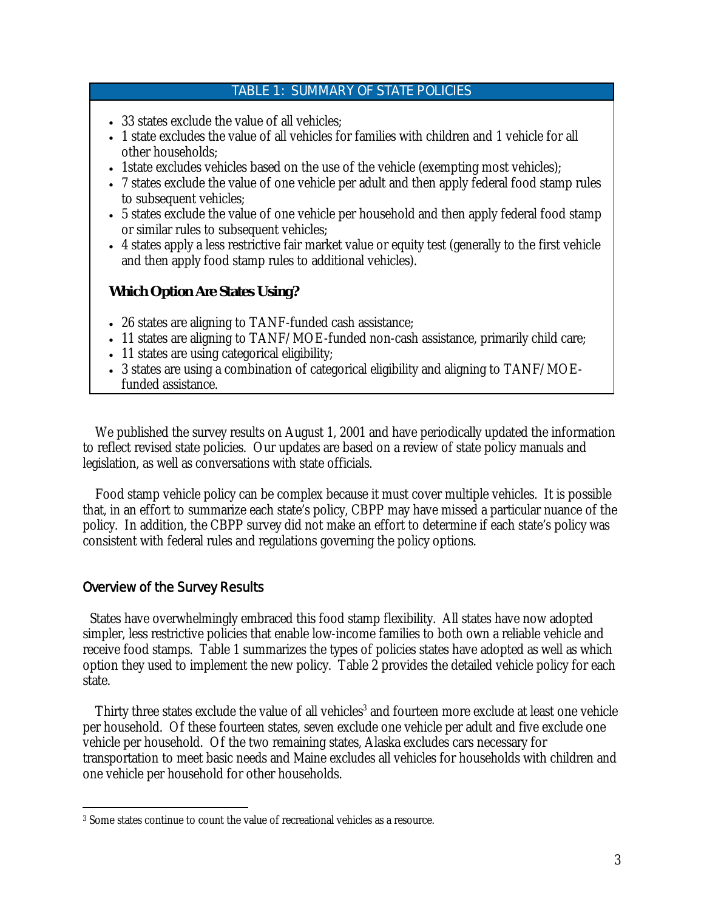## TABLE 1: SUMMARY OF STATE POLICIES

- 33 states exclude the value of all vehicles;
- 1 state excludes the value of all vehicles for families with children and 1 vehicle for all other households;
- 1state excludes vehicles based on the use of the vehicle (exempting most vehicles);
- 7 states exclude the value of one vehicle per adult and then apply federal food stamp rules to subsequent vehicles;
- 5 states exclude the value of one vehicle per household and then apply federal food stamp or similar rules to subsequent vehicles;
- 4 states apply a less restrictive fair market value or equity test (generally to the first vehicle and then apply food stamp rules to additional vehicles).

**Which Option Are States Using?**

- 26 states are aligning to TANF-funded cash assistance;
- 11 states are aligning to TANF/MOE-funded non-cash assistance, primarily child care;
- 11 states are using categorical eligibility;
- 3 states are using a combination of categorical eligibility and aligning to TANF/MOE-funded assistance.

We published the survey results on August 1, 2001 and have periodically updated the information to reflect revised state policies. Our updates are based on a review of state policy manuals and legislation, as well as conversations with state officials.

Food stamp vehicle policy can be complex because it must cover multiple vehicles. It is possible that, in an effort to summarize each state's policy, CBPP may have missed a particular nuance of the policy. In addition, the CBPP survey did not make an effort to determine if each state's policy was consistent with federal rules and regulations governing the policy options.

## Overview of the Survey Results

States have overwhelmingly embraced this food stamp flexibility. All states have now adopted simpler, less restrictive policies that enable low-income families to both own a reliable vehicle and receive food stamps. Table 1 summarizes the types of policies states have adopted as well as which option they used to implement the new policy. Table 2 provides the detailed vehicle policy for each state.

Thirty three states exclude the value of all vehicles[3] and fourteen more exclude at least one vehicle per household. Of these fourteen states, seven exclude one vehicle per adult and five exclude one vehicle per household. Of the two remaining states, Alaska excludes cars necessary for transportation to meet basic needs and Maine excludes all vehicles for households with children and one vehicle per household for other households.

[3] Some states continue to count the value of recreational vehicles as a resource.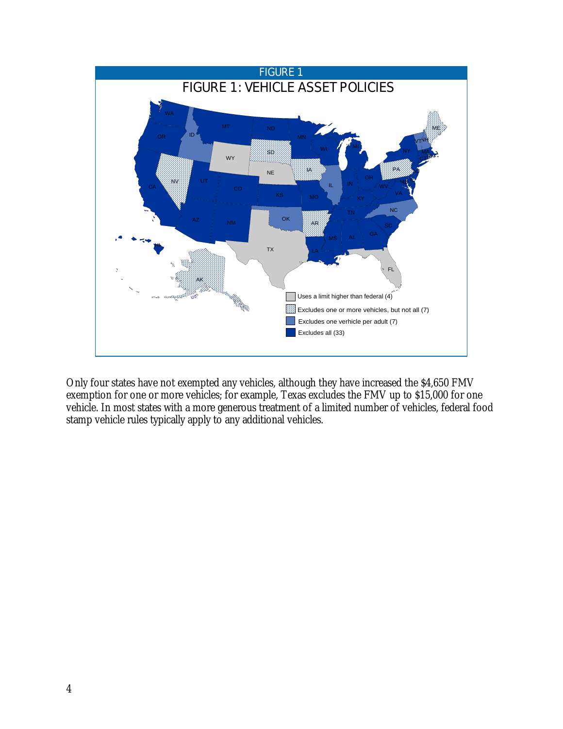FIGURE 1

FIGURE 1: VEHICLE ASSET POLICIES

- Uses a limit higher than federal (4)
- Excludes one or more vehicles, but not all (7)
- Excludes one verhicle per adult (7)
- Excludes all (33)

Only four states have not exempted any vehicles, although they have increased the $4,650 FMV exemption for one or more vehicles; for example, Texas excludes the FMV up to $15,000 for one vehicle. In most states with a more generous treatment of a limited number of vehicles, federal food stamp vehicle rules typically apply to any additional vehicles.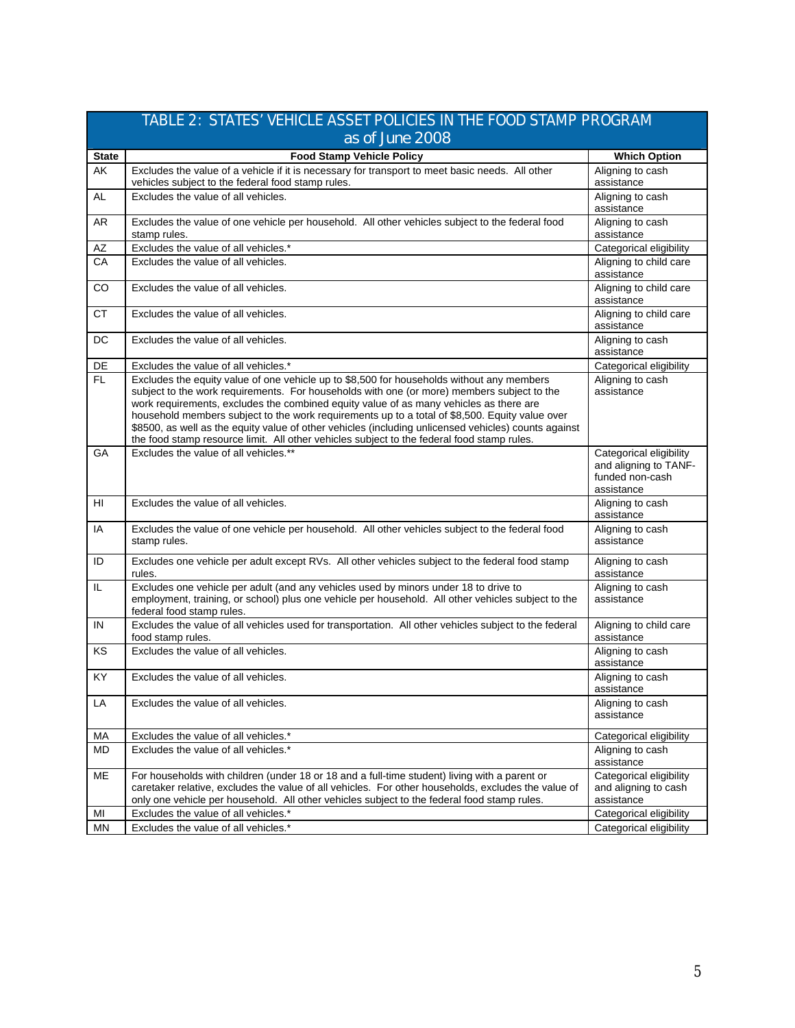| TABLE 2: STATES' VEHICLE ASSET POLICIES IN THE FOOD STAMP PROGRAM as of June 2008 | | |
|---|---|---|
| **State** | **Food Stamp Vehicle Policy** | **Which Option** |
| AK | Excludes the value of a vehicle if it is necessary for transport to meet basic needs. All other vehicles subject to the federal food stamp rules. | Aligning to cash assistance |
| AL | Excludes the value of all vehicles. | Aligning to cash assistance |
| AR | Excludes the value of one vehicle per household. All other vehicles subject to the federal food stamp rules. | Aligning to cash assistance |
| AZ | Excludes the value of all vehicles.* | Categorical eligibility |
| CA | Excludes the value of all vehicles. | Aligning to child care assistance |
| CO | Excludes the value of all vehicles. | Aligning to child care assistance |
| CT | Excludes the value of all vehicles. | Aligning to child care assistance |
| DC | Excludes the value of all vehicles. | Aligning to cash assistance |
| DE | Excludes the value of all vehicles.* | Categorical eligibility |
| FL | Excludes the equity value of one vehicle up to $8,500 for households without any members subject to the work requirements. For households with one (or more) members subject to the work requirements, excludes the combined equity value of as many vehicles as there are household members subject to the work requirements up to a total of $8,500. Equity value over $8500, as well as the equity value of other vehicles (including unlicensed vehicles) counts against the food stamp resource limit. All other vehicles subject to the federal food stamp rules. | Aligning to cash assistance |
| GA | Excludes the value of all vehicles.** | Categorical eligibility and aligning to TANF-funded non-cash assistance |
| HI | Excludes the value of all vehicles. | Aligning to cash assistance |
| IA | Excludes the value of one vehicle per household. All other vehicles subject to the federal food stamp rules. | Aligning to cash assistance |
| ID | Excludes one vehicle per adult except RVs. All other vehicles subject to the federal food stamp rules. | Aligning to cash assistance |
| IL | Excludes one vehicle per adult (and any vehicles used by minors under 18 to drive to employment, training, or school) plus one vehicle per household. All other vehicles subject to the federal food stamp rules. | Aligning to cash assistance |
| IN | Excludes the value of all vehicles used for transportation. All other vehicles subject to the federal food stamp rules. | Aligning to child care assistance |
| KS | Excludes the value of all vehicles. | Aligning to cash assistance |
| KY | Excludes the value of all vehicles. | Aligning to cash assistance |
| LA | Excludes the value of all vehicles. | Aligning to cash assistance |
| MA | Excludes the value of all vehicles.* | Categorical eligibility |
| MD | Excludes the value of all vehicles.* | Aligning to cash assistance |
| ME | For households with children (under 18 or 18 and a full-time student) living with a parent or caretaker relative, excludes the value of all vehicles. For other households, excludes the value of only one vehicle per household. All other vehicles subject to the federal food stamp rules. | Categorical eligibility and aligning to cash assistance |
| MI | Excludes the value of all vehicles.* | Categorical eligibility |
| MN | Excludes the value of all vehicles.* | Categorical eligibility |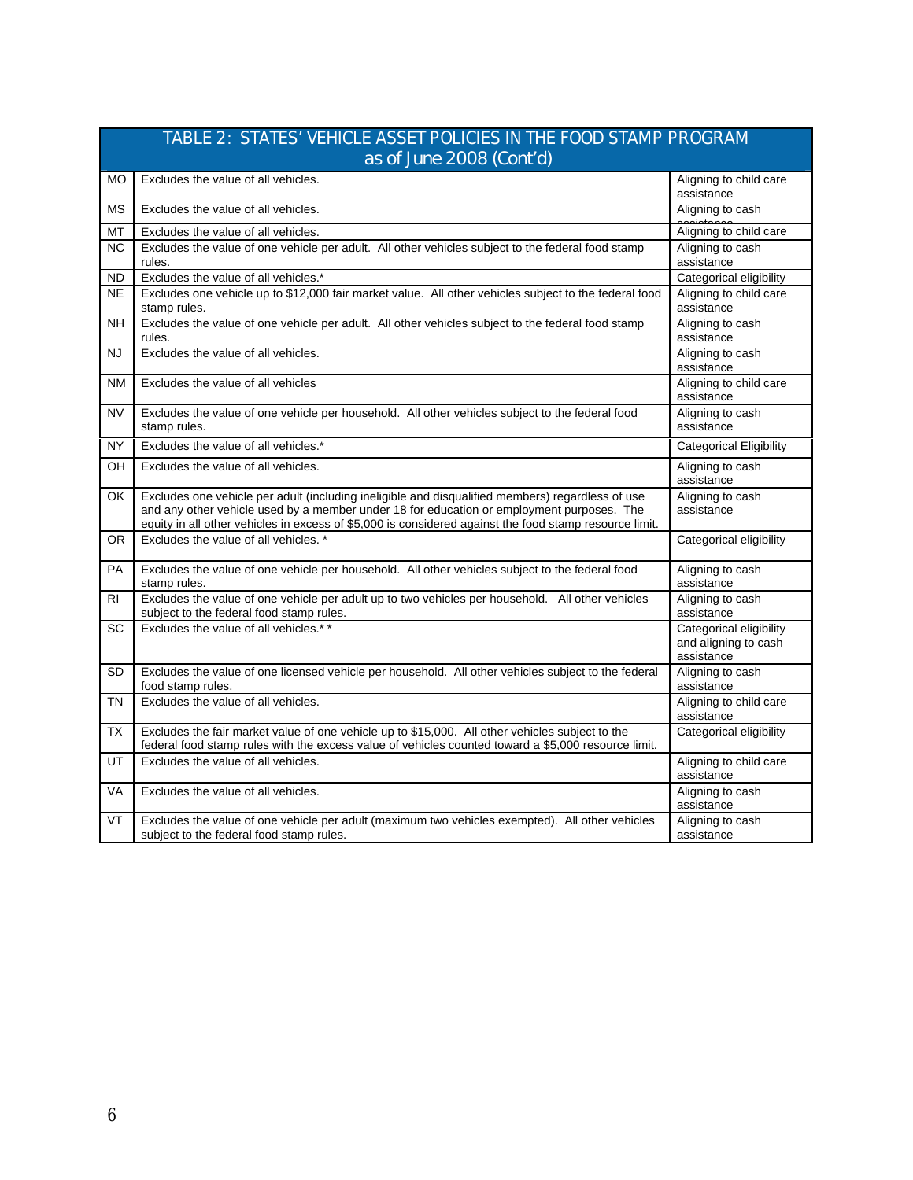## TABLE 2: STATES' VEHICLE ASSET POLICIES IN THE FOOD STAMP PROGRAM as of June 2008 (Cont'd)

| | | |
|---|---|---|
| MO | Excludes the value of all vehicles. | Aligning to child care assistance |
| MS | Excludes the value of all vehicles. | Aligning to cash assistance |
| MT | Excludes the value of all vehicles. | Aligning to child care |
| NC | Excludes the value of one vehicle per adult. All other vehicles subject to the federal food stamp rules. | Aligning to cash assistance |
| ND | Excludes the value of all vehicles.* | Categorical eligibility |
| NE | Excludes one vehicle up to $12,000 fair market value. All other vehicles subject to the federal food stamp rules. | Aligning to child care assistance |
| NH | Excludes the value of one vehicle per adult. All other vehicles subject to the federal food stamp rules. | Aligning to cash assistance |
| NJ | Excludes the value of all vehicles. | Aligning to cash assistance |
| NM | Excludes the value of all vehicles | Aligning to child care assistance |
| NV | Excludes the value of one vehicle per household. All other vehicles subject to the federal food stamp rules. | Aligning to cash assistance |
| NY | Excludes the value of all vehicles.* | Categorical Eligibility |
| OH | Excludes the value of all vehicles. | Aligning to cash assistance |
| OK | Excludes one vehicle per adult (including ineligible and disqualified members) regardless of use and any other vehicle used by a member under 18 for education or employment purposes. The equity in all other vehicles in excess of $5,000 is considered against the food stamp resource limit. | Aligning to cash assistance |
| OR | Excludes the value of all vehicles. * | Categorical eligibility |
| PA | Excludes the value of one vehicle per household. All other vehicles subject to the federal food stamp rules. | Aligning to cash assistance |
| RI | Excludes the value of one vehicle per adult up to two vehicles per household. All other vehicles subject to the federal food stamp rules. | Aligning to cash assistance |
| SC | Excludes the value of all vehicles.* * | Categorical eligibility and aligning to cash assistance |
| SD | Excludes the value of one licensed vehicle per household. All other vehicles subject to the federal food stamp rules. | Aligning to cash assistance |
| TN | Excludes the value of all vehicles. | Aligning to child care assistance |
| TX | Excludes the fair market value of one vehicle up to $15,000. All other vehicles subject to the federal food stamp rules with the excess value of vehicles counted toward a $5,000 resource limit. | Categorical eligibility |
| UT | Excludes the value of all vehicles. | Aligning to child care assistance |
| VA | Excludes the value of all vehicles. | Aligning to cash assistance |
| VT | Excludes the value of one vehicle per adult (maximum two vehicles exempted). All other vehicles subject to the federal food stamp rules. | Aligning to cash assistance |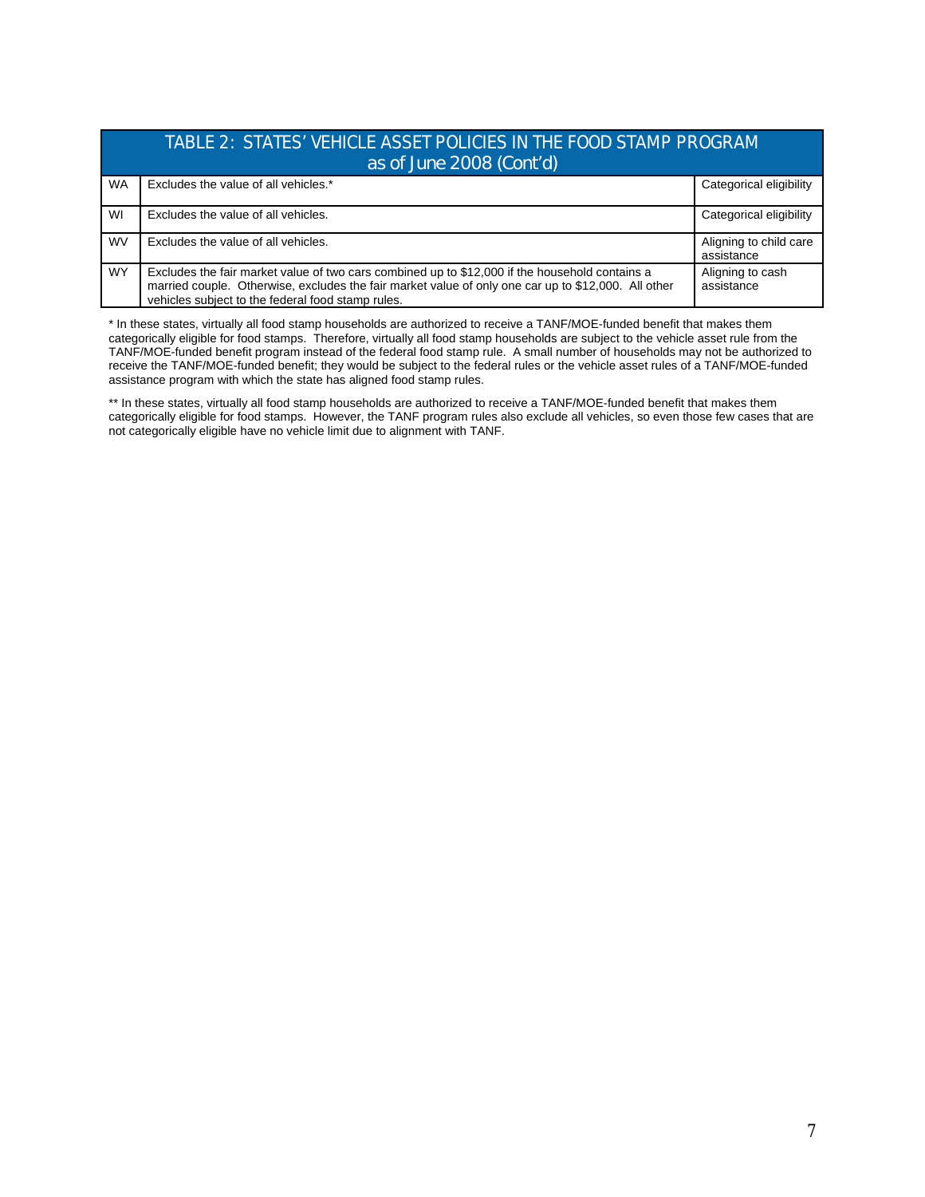## TABLE 2: STATES' VEHICLE ASSET POLICIES IN THE FOOD STAMP PROGRAM as of June 2008 (Cont'd)

| | | |
|---|---|---|
| WA | Excludes the value of all vehicles.* | Categorical eligibility |
| WI | Excludes the value of all vehicles. | Categorical eligibility |
| WV | Excludes the value of all vehicles. | Aligning to child care assistance |
| WY | Excludes the fair market value of two cars combined up to $12,000 if the household contains a married couple. Otherwise, excludes the fair market value of only one car up to $12,000. All other vehicles subject to the federal food stamp rules. | Aligning to cash assistance |

* In these states, virtually all food stamp households are authorized to receive a TANF/MOE-funded benefit that makes them categorically eligible for food stamps. Therefore, virtually all food stamp households are subject to the vehicle asset rule from the TANF/MOE-funded benefit program instead of the federal food stamp rule. A small number of households may not be authorized to receive the TANF/MOE-funded benefit; they would be subject to the federal rules or the vehicle asset rules of a TANF/MOE-funded assistance program with which the state has aligned food stamp rules.

** In these states, virtually all food stamp households are authorized to receive a TANF/MOE-funded benefit that makes them categorically eligible for food stamps. However, the TANF program rules also exclude all vehicles, so even those few cases that are not categorically eligible have no vehicle limit due to alignment with TANF.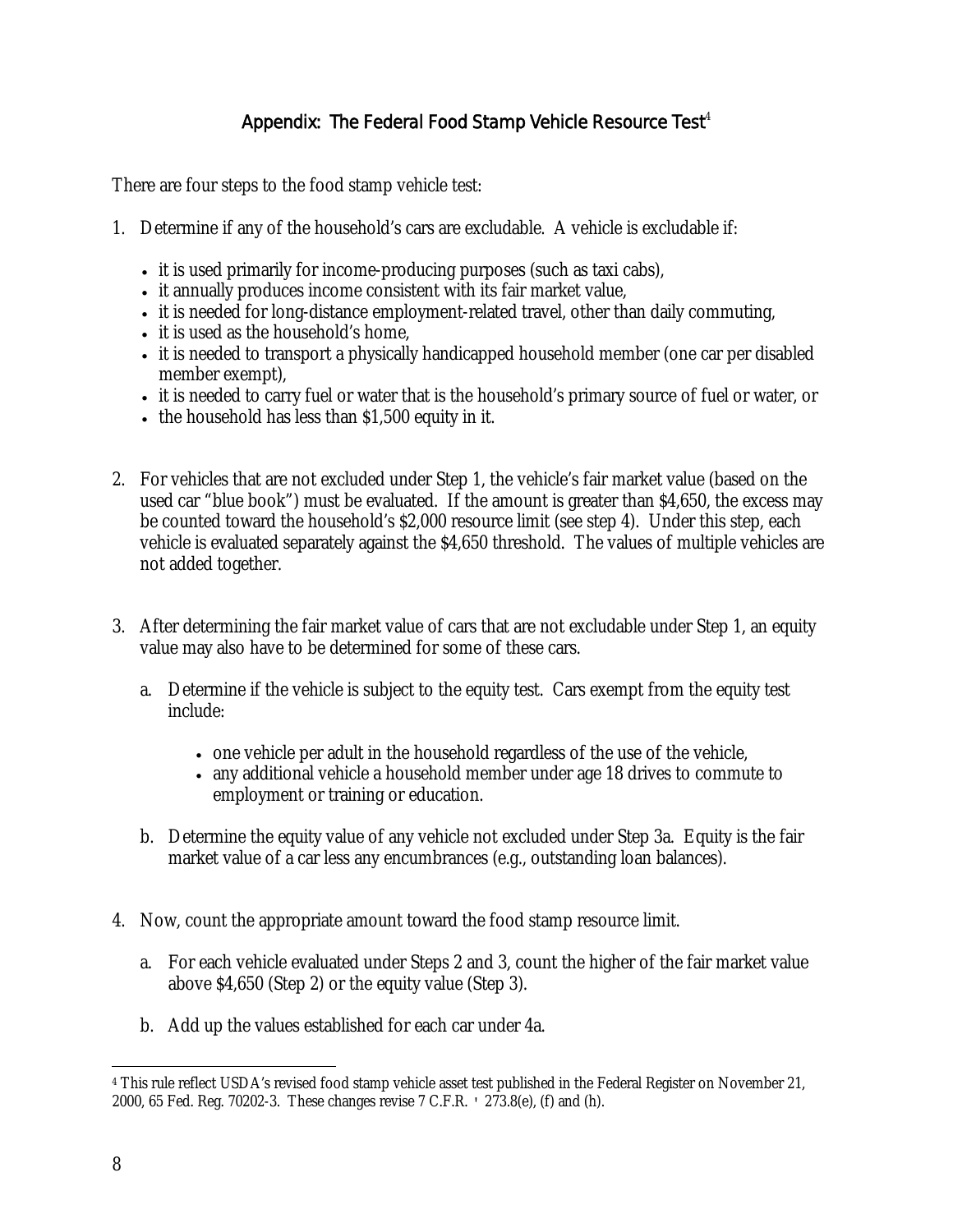## Appendix: The Federal Food Stamp Vehicle Resource Test[4]

There are four steps to the food stamp vehicle test:

1. Determine if any of the household's cars are excludable. A vehicle is excludable if:
   - it is used primarily for income-producing purposes (such as taxi cabs),
   - it annually produces income consistent with its fair market value,
   - it is needed for long-distance employment-related travel, other than daily commuting,
   - it is used as the household's home,
   - it is needed to transport a physically handicapped household member (one car per disabled member exempt),
   - it is needed to carry fuel or water that is the household's primary source of fuel or water, or
   - the household has less than $1,500 equity in it.

2. For vehicles that are not excluded under Step 1, the vehicle's fair market value (based on the used car "blue book") must be evaluated. If the amount is greater than $4,650, the excess may be counted toward the household's $2,000 resource limit (see step 4). Under this step, each vehicle is evaluated separately against the $4,650 threshold. The values of multiple vehicles are not added together.

3. After determining the fair market value of cars that are not excludable under Step 1, an equity value may also have to be determined for some of these cars.
   a. Determine if the vehicle is subject to the equity test. Cars exempt from the equity test include:
      - one vehicle per adult in the household regardless of the use of the vehicle,
      - any additional vehicle a household member under age 18 drives to commute to employment or training or education.

   b. Determine the equity value of any vehicle not excluded under Step 3a. Equity is the fair market value of a car less any encumbrances (e.g., outstanding loan balances).

4. Now, count the appropriate amount toward the food stamp resource limit.
   a. For each vehicle evaluated under Steps 2 and 3, count the higher of the fair market value above $4,650 (Step 2) or the equity value (Step 3).

   b. Add up the values established for each car under 4a.

---

[4] This rule reflect USDA's revised food stamp vehicle asset test published in the Federal Register on November 21, 2000, 65 Fed. Reg. 70202-3. These changes revise 7 C.F.R. § 273.8(e), (f) and (h).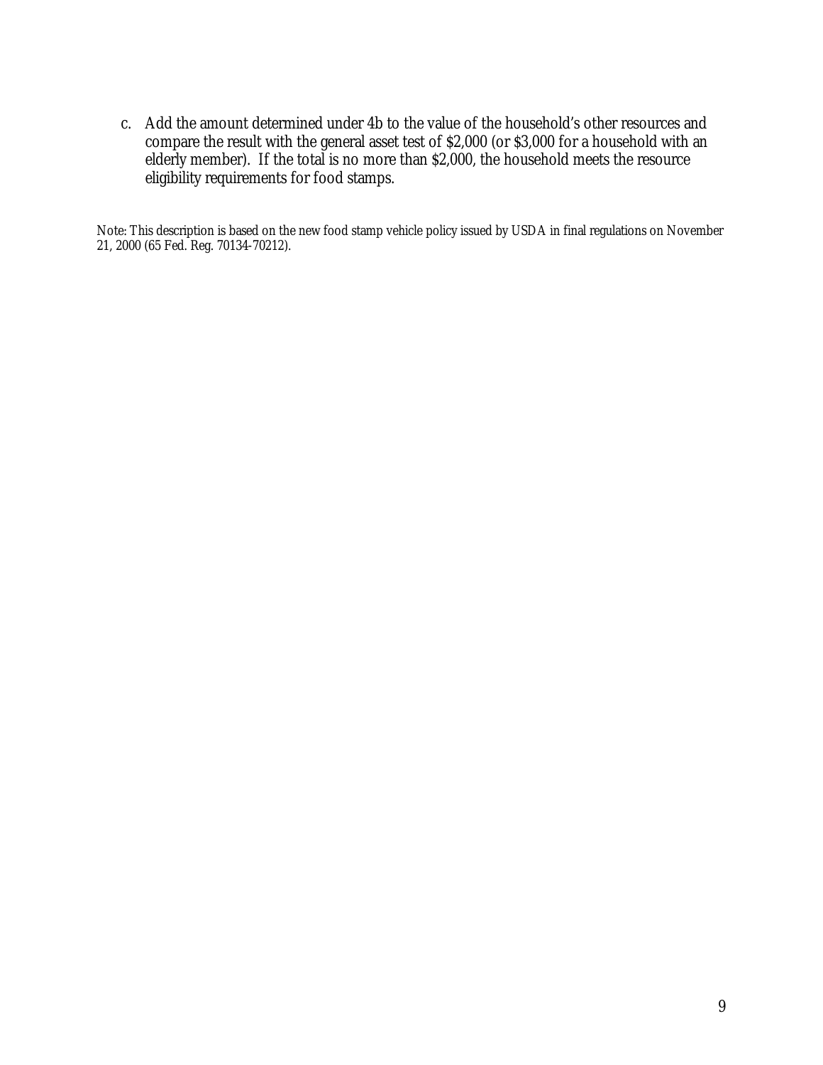c. Add the amount determined under 4b to the value of the household's other resources and compare the result with the general asset test of $2,000 (or $3,000 for a household with an elderly member). If the total is no more than $2,000, the household meets the resource eligibility requirements for food stamps.

Note: This description is based on the new food stamp vehicle policy issued by USDA in final regulations on November 21, 2000 (65 Fed. Reg. 70134-70212).